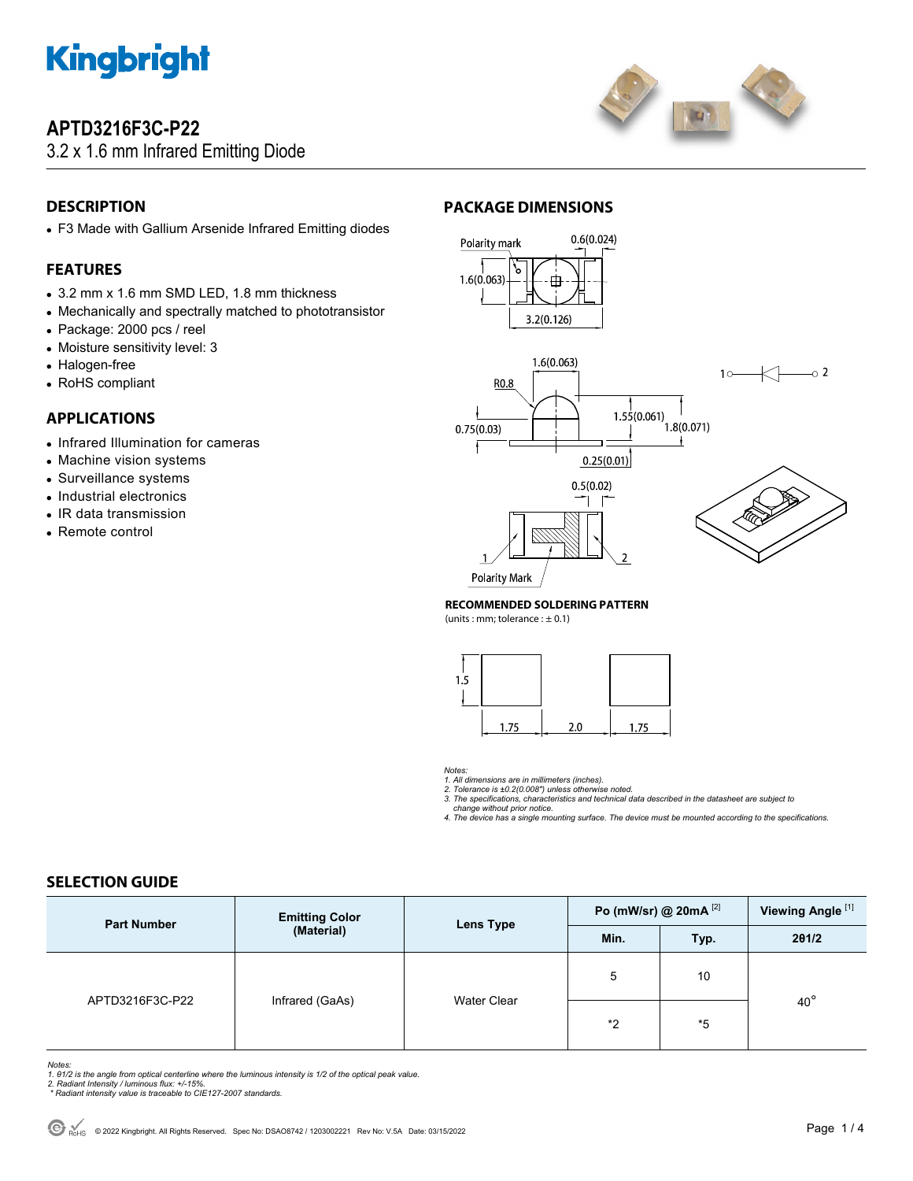# APTD3216F3C-P22

3.2 x 1.6 mm Infrared Emitting Diode

## DESCRIPTION

- F3 Made with Gallium Arsenide Infrared Emitting diodes

## FEATURES

- 3.2 mm x 1.6 mm SMD LED, 1.8 mm thickness
- Mechanically and spectrally matched to phototransistor
- Package: 2000 pcs / reel
- Moisture sensitivity level: 3
- Halogen-free
- RoHS compliant

## APPLICATIONS

- Infrared Illumination for cameras
- Machine vision systems
- Surveillance systems
- Industrial electronics
- IR data transmission
- Remote control

## PACKAGE DIMENSIONS

Polarity mark
0.6(0.024)
1.6(0.063)
3.2(0.126)
1.6(0.063)
R0.8
0.75(0.03)
1.55(0.061)
1.8(0.071)
0.25(0.01)
0.5(0.02)
1
2
Polarity Mark

**RECOMMENDED SOLDERING PATTERN**
(units : mm; tolerance : ± 0.1)

1.5
1.75
2.0
1.75

*Notes:*
*1. All dimensions are in millimeters (inches).*
*2. Tolerance is ±0.2(0.008") unless otherwise noted.*
*3. The specifications, characteristics and technical data described in the datasheet are subject to change without prior notice.*
*4. The device has a single mounting surface. The device must be mounted according to the specifications.*

## SELECTION GUIDE

| Part Number | Emitting Color (Material) | Lens Type | Po (mW/sr) @ 20mA [2] | | Viewing Angle [1] |
|---|---|---|---|---|---|
| | | | Min. | Typ. | 2θ1/2 |
| APTD3216F3C-P22 | Infrared (GaAs) | Water Clear | 5 | 10 | 40° |
| | | | *2 | *5 | |

*Notes:*
*1. θ1/2 is the angle from optical centerline where the luminous intensity is 1/2 of the optical peak value.*
*2. Radiant Intensity / luminous flux: +/-15%.*
*\* Radiant intensity value is traceable to CIE127-2007 standards.*

© 2022 Kingbright. All Rights Reserved. Spec No: DSAO8742 / 1203002221 Rev No: V.5A Date: 03/15/2022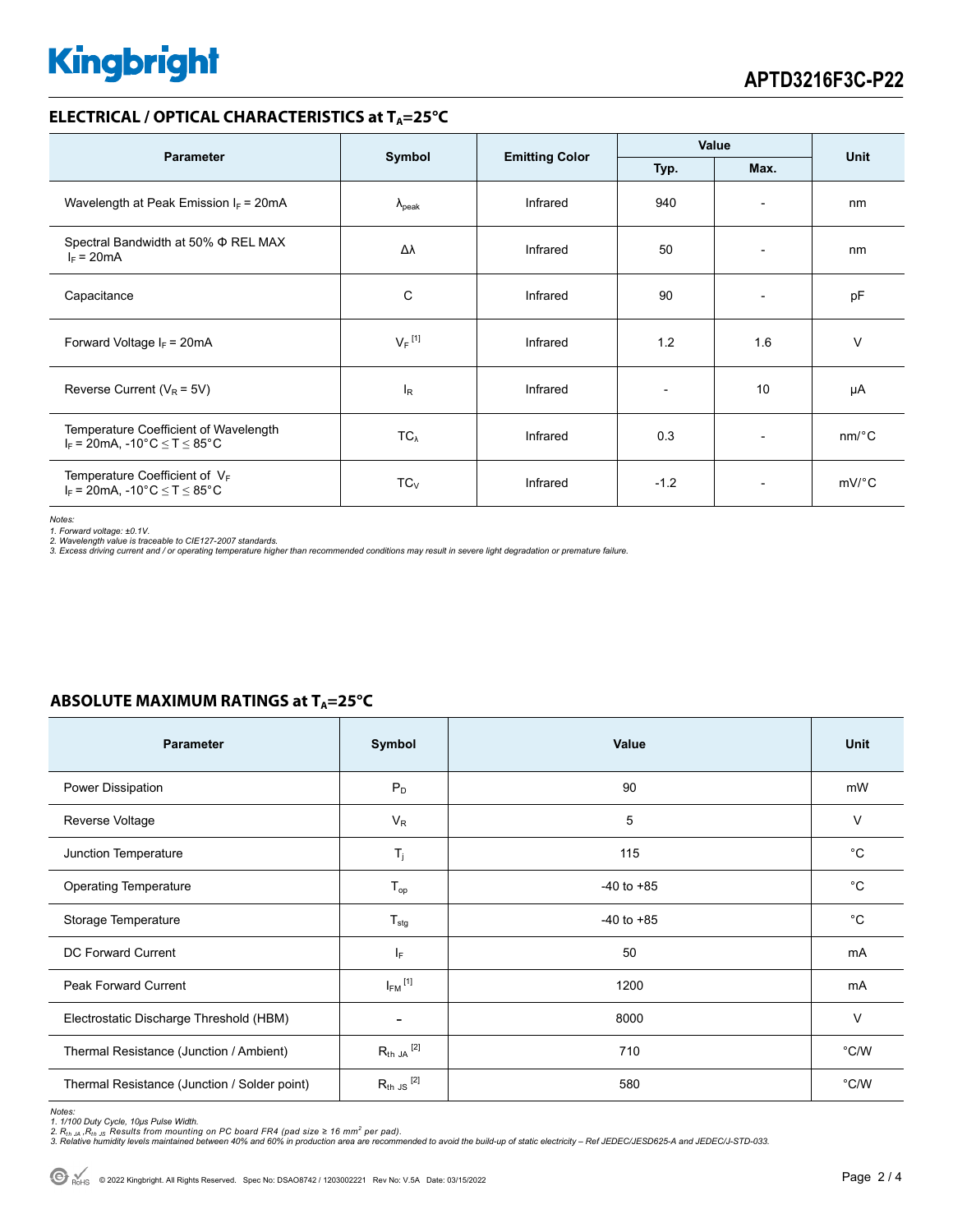## ELECTRICAL / OPTICAL CHARACTERISTICS at $T_A$=25°C

| Parameter | Symbol | Emitting Color | Value | | Unit |
|---|---|---|---|---|---|
| | | | Typ. | Max. | |
| Wavelength at Peak Emission $I_F$ = 20mA | $\lambda_{peak}$ | Infrared | 940 | - | nm |
| Spectral Bandwidth at 50% Φ REL MAX $I_F$ = 20mA | Δλ | Infrared | 50 | - | nm |
| Capacitance | C | Infrared | 90 | - | pF |
| Forward Voltage $I_F$ = 20mA | $V_F$ [1] | Infrared | 1.2 | 1.6 | V |
| Reverse Current ($V_R$ = 5V) | $I_R$ | Infrared | - | 10 | μA |
| Temperature Coefficient of Wavelength $I_F$ = 20mA, -10°C ≤ T ≤ 85°C | $TC_\lambda$ | Infrared | 0.3 | - | nm/°C |
| Temperature Coefficient of $V_F$ $I_F$ = 20mA, -10°C ≤ T ≤ 85°C | $TC_V$ | Infrared | -1.2 | - | mV/°C |

*Notes:*
*1. Forward voltage: ±0.1V.*
*2. Wavelength value is traceable to CIE127-2007 standards.*
*3. Excess driving current and / or operating temperature higher than recommended conditions may result in severe light degradation or premature failure.*

## ABSOLUTE MAXIMUM RATINGS at $T_A$=25°C

| Parameter | Symbol | Value | Unit |
|---|---|---|---|
| Power Dissipation | $P_D$ | 90 | mW |
| Reverse Voltage | $V_R$ | 5 | V |
| Junction Temperature | $T_j$ | 115 | °C |
| Operating Temperature | $T_{op}$ | -40 to +85 | °C |
| Storage Temperature | $T_{stg}$ | -40 to +85 | °C |
| DC Forward Current | $I_F$ | 50 | mA |
| Peak Forward Current | $I_{FM}$ [1] | 1200 | mA |
| Electrostatic Discharge Threshold (HBM) | - | 8000 | V |
| Thermal Resistance (Junction / Ambient) | $R_{th\ JA}$ [2] | 710 | °C/W |
| Thermal Resistance (Junction / Solder point) | $R_{th\ JS}$ [2] | 580 | °C/W |

*Notes:*
*1. 1/100 Duty Cycle, 10μs Pulse Width.*
*2. $R_{th\ JA}$, $R_{th\ JS}$ Results from mounting on PC board FR4 (pad size ≥ 16 mm² per pad).*
*3. Relative humidity levels maintained between 40% and 60% in production area are recommended to avoid the build-up of static electricity – Ref JEDEC/JESD625-A and JEDEC/J-STD-033.*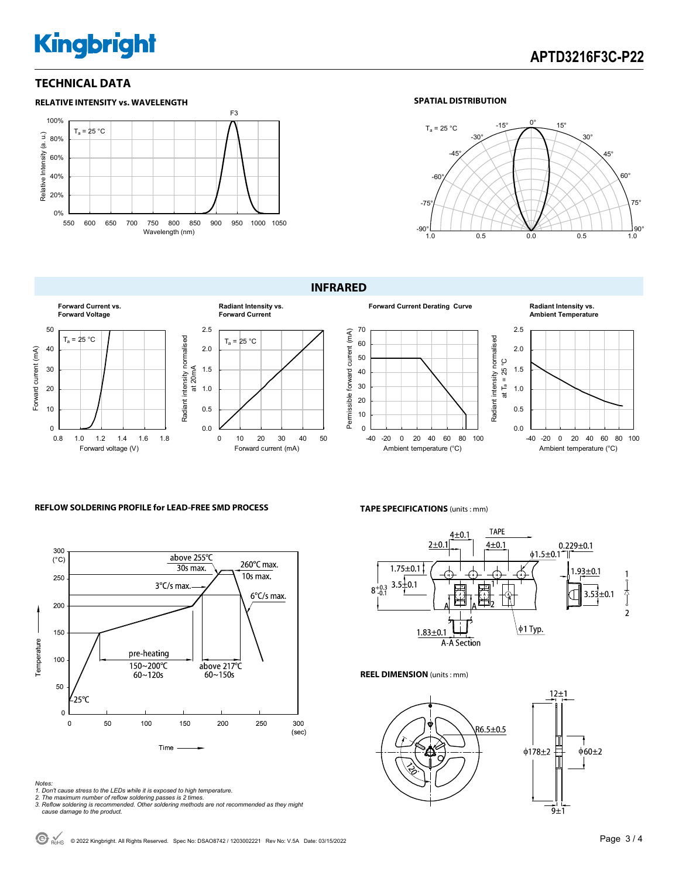## TECHNICAL DATA

### RELATIVE INTENSITY vs. WAVELENGTH

### SPATIAL DISTRIBUTION

## INFRARED

**Forward Current vs. Forward Voltage**

**Radiant Intensity vs. Forward Current**

**Forward Current Derating Curve**

**Radiant Intensity vs. Ambient Temperature**

### REFLOW SOLDERING PROFILE for LEAD-FREE SMD PROCESS

### TAPE SPECIFICATIONS (units : mm)

### REEL DIMENSION (units : mm)

*Notes:*
1. *Don't cause stress to the LEDs while it is exposed to high temperature.*
2. *The maximum number of reflow soldering passes is 2 times.*
3. *Reflow soldering is recommended. Other soldering methods are not recommended as they might cause damage to the product.*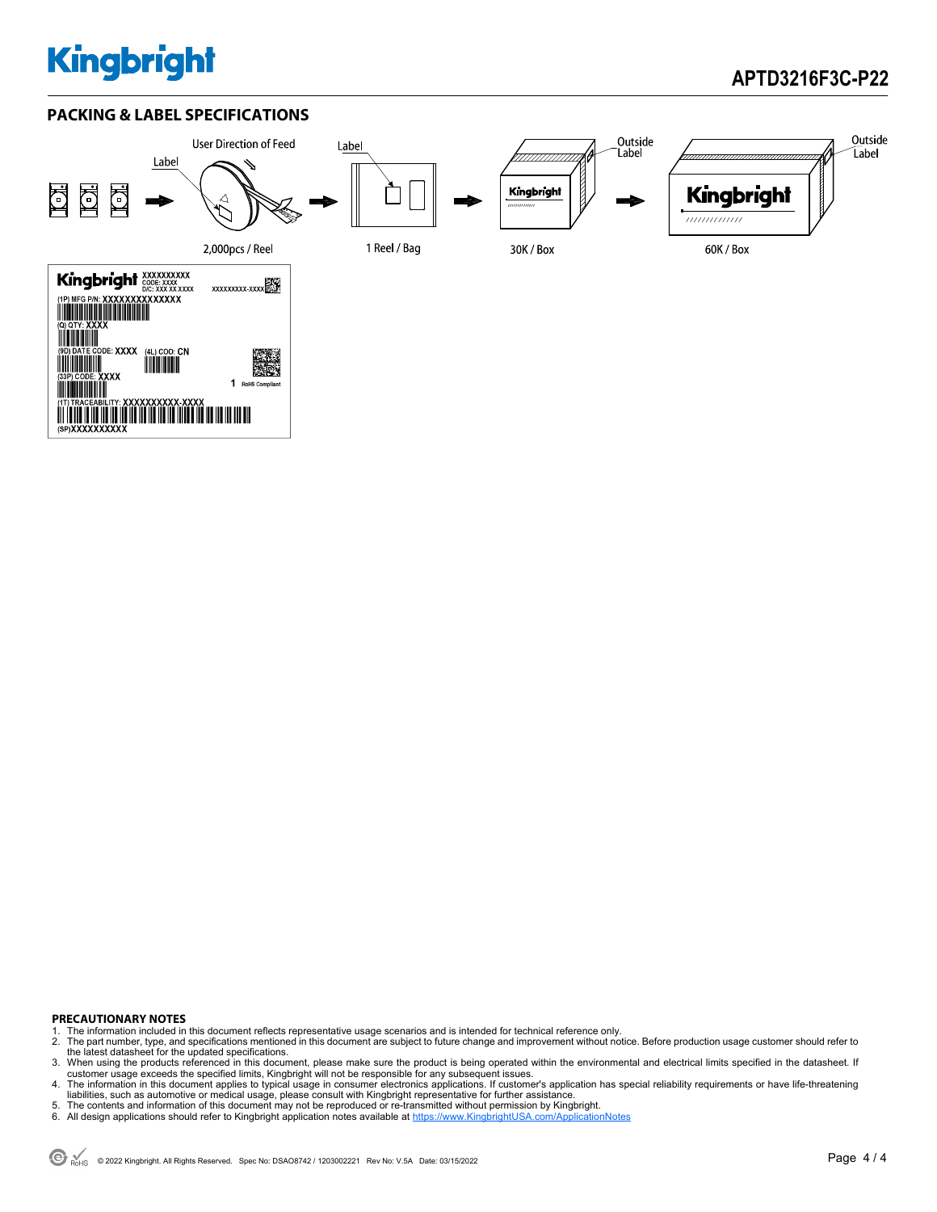## PACKING & LABEL SPECIFICATIONS

User Direction of Feed

Label

Label

Outside Label

Outside Label

2,000pcs / Reel

1 Reel / Bag

30K / Box

60K / Box

Kingbright XXXXXXXXXX CODE: XXXX D/C: XXX XX XXXX

XXXXXXXXX-XXXX

(1P) MFG P/N: XXXXXXXXXXXXXX

(Q) QTY: XXXX

(9D) DATE CODE: XXXX (4L) COO: CN

(33P) CODE: XXXX

1 RoHS Compliant

(1T) TRACEABILITY: XXXXXXXXXX-XXXX

(SP)XXXXXXXXXX

**PRECAUTIONARY NOTES**

1. The information included in this document reflects representative usage scenarios and is intended for technical reference only.
2. The part number, type, and specifications mentioned in this document are subject to future change and improvement without notice. Before production usage customer should refer to the latest datasheet for the updated specifications.
3. When using the products referenced in this document, please make sure the product is being operated within the environmental and electrical limits specified in the datasheet. If customer usage exceeds the specified limits, Kingbright will not be responsible for any subsequent issues.
4. The information in this document applies to typical usage in consumer electronics applications. If customer's application has special reliability requirements or have life-threatening liabilities, such as automotive or medical usage, please consult with Kingbright representative for further assistance.
5. The contents and information of this document may not be reproduced or re-transmitted without permission by Kingbright.
6. All design applications should refer to Kingbright application notes available at https://www.KingbrightUSA.com/ApplicationNotes

© 2022 Kingbright. All Rights Reserved. Spec No: DSAO8742 / 1203002221 Rev No: V.5A Date: 03/15/2022